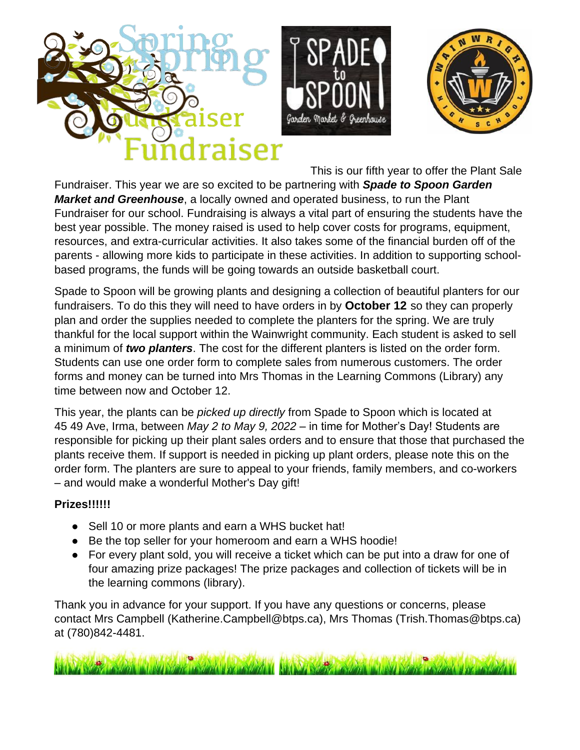# Spring Fundraiser

This is our fifth year to offer the Plant Sale Fundraiser. This year we are so excited to be partnering with ***Spade to Spoon Garden Market and Greenhouse***, a locally owned and operated business, to run the Plant Fundraiser for our school. Fundraising is always a vital part of ensuring the students have the best year possible. The money raised is used to help cover costs for programs, equipment, resources, and extra-curricular activities. It also takes some of the financial burden off of the parents - allowing more kids to participate in these activities. In addition to supporting school-based programs, the funds will be going towards an outside basketball court.

Spade to Spoon will be growing plants and designing a collection of beautiful planters for our fundraisers. To do this they will need to have orders in by **October 12** so they can properly plan and order the supplies needed to complete the planters for the spring. We are truly thankful for the local support within the Wainwright community. Each student is asked to sell a minimum of ***two planters***. The cost for the different planters is listed on the order form. Students can use one order form to complete sales from numerous customers. The order forms and money can be turned into Mrs Thomas in the Learning Commons (Library) any time between now and October 12.

This year, the plants can be *picked up directly* from Spade to Spoon which is located at 45 49 Ave, Irma, between *May 2 to May 9, 2022* – in time for Mother's Day! Students are responsible for picking up their plant sales orders and to ensure that those that purchased the plants receive them. If support is needed in picking up plant orders, please note this on the order form. The planters are sure to appeal to your friends, family members, and co-workers – and would make a wonderful Mother's Day gift!

**Prizes!!!!!!**

- Sell 10 or more plants and earn a WHS bucket hat!
- Be the top seller for your homeroom and earn a WHS hoodie!
- For every plant sold, you will receive a ticket which can be put into a draw for one of four amazing prize packages! The prize packages and collection of tickets will be in the learning commons (library).

Thank you in advance for your support. If you have any questions or concerns, please contact Mrs Campbell (Katherine.Campbell@btps.ca), Mrs Thomas (Trish.Thomas@btps.ca) at (780)842-4481.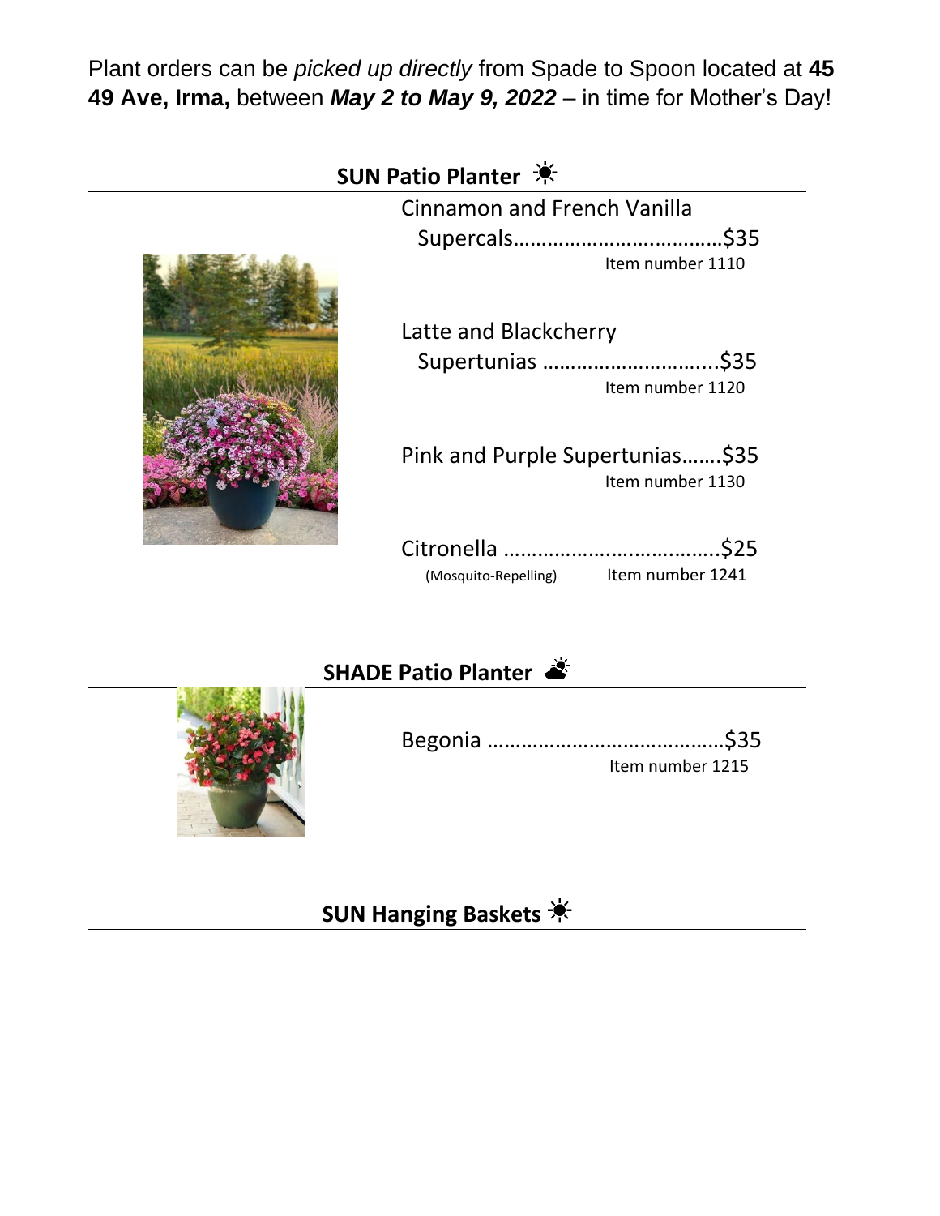Plant orders can be *picked up directly* from Spade to Spoon located at **45 49 Ave, Irma,** between ***May 2 to May 9, 2022*** – in time for Mother's Day!

## SUN Patio Planter ☀

Cinnamon and French Vanilla Supercals……………………………….$35
Item number 1110

Latte and Blackcherry Supertunias ………………………...$35
Item number 1120

Pink and Purple Supertunias…….$35
Item number 1130

Citronella ………………..……….……..$25
(Mosquito-Repelling) Item number 1241

## SHADE Patio Planter

Begonia …………………………………..$35
Item number 1215

## SUN Hanging Baskets ☀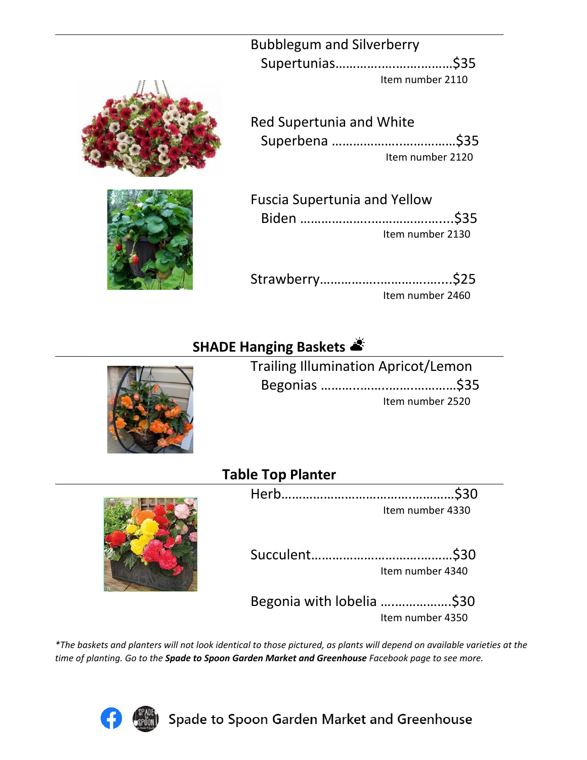Bubblegum and Silverberry Supertunias……………..……………$35
Item number 2110

Red Supertunia and White Superbena ………………..……………$35
Item number 2120

Fuscia Supertunia and Yellow Biden ……………….……………….....$35
Item number 2130

Strawberry……………….………………...$25
Item number 2460

## SHADE Hanging Baskets

Trailing Illumination Apricot/Lemon Begonias ………..……..…….……..$35
Item number 2520

## Table Top Planter

Herb………………………………….………$30
Item number 4330

Succulent……………………….….……$30
Item number 4340

Begonia with lobelia ……………….$30
Item number 4350

*\*The baskets and planters will not look identical to those pictured, as plants will depend on available varieties at the time of planting. Go to the **Spade to Spoon Garden Market and Greenhouse** Facebook page to see more.*

Spade to Spoon Garden Market and Greenhouse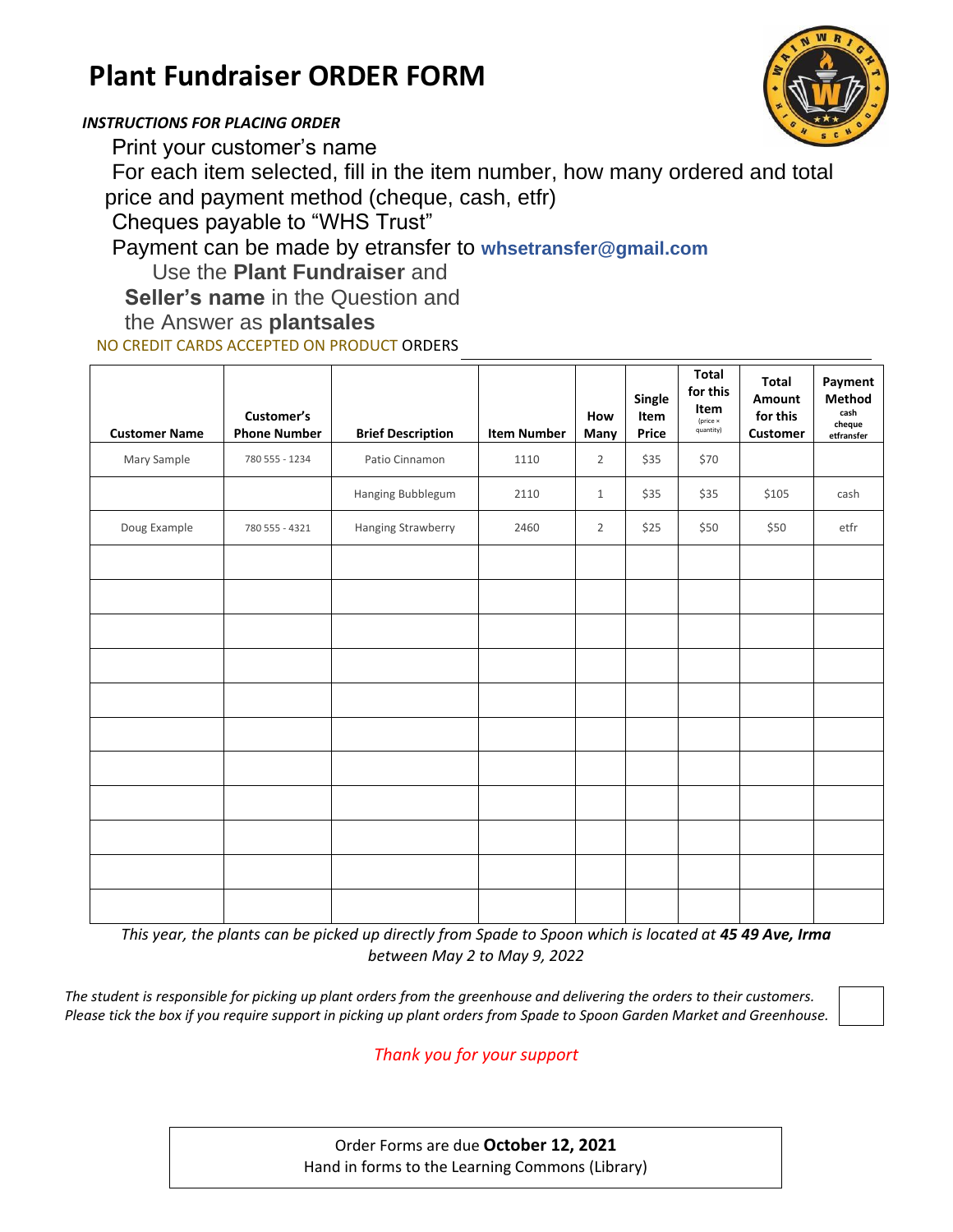# Plant Fundraiser ORDER FORM

***INSTRUCTIONS FOR PLACING ORDER***

Print your customer's name

For each item selected, fill in the item number, how many ordered and total price and payment method (cheque, cash, etfr)

Cheques payable to "WHS Trust"

Payment can be made by etransfer to **whsetransfer@gmail.com**

Use the **Plant Fundraiser** and **Seller's name** in the Question and the Answer as **plantsales**

NO CREDIT CARDS ACCEPTED ON PRODUCT ORDERS

| Customer Name | Customer's Phone Number | Brief Description | Item Number | How Many | Single Item Price | Total for this Item (price × quantity) | Total Amount for this Customer | Payment Method cash cheque etftransfer |
|---|---|---|---|---|---|---|---|---|
| Mary Sample | 780 555 - 1234 | Patio Cinnamon | 1110 | 2 | $35 | $70 | | |
| | | Hanging Bubblegum | 2110 | 1 | $35 | $35 | $105 | cash |
| Doug Example | 780 555 - 4321 | Hanging Strawberry | 2460 | 2 | $25 | $50 | $50 | etfr |
| | | | | | | | | |
| | | | | | | | | |
| | | | | | | | | |
| | | | | | | | | |
| | | | | | | | | |
| | | | | | | | | |
| | | | | | | | | |
| | | | | | | | | |
| | | | | | | | | |
| | | | | | | | | |
| | | | | | | | | |

*This year, the plants can be picked up directly from Spade to Spoon which is located at **45 49 Ave, Irma** between May 2 to May 9, 2022*

*The student is responsible for picking up plant orders from the greenhouse and delivering the orders to their customers. Please tick the box if you require support in picking up plant orders from Spade to Spoon Garden Market and Greenhouse.* ☐

*Thank you for your support*

Order Forms are due **October 12, 2021**
Hand in forms to the Learning Commons (Library)